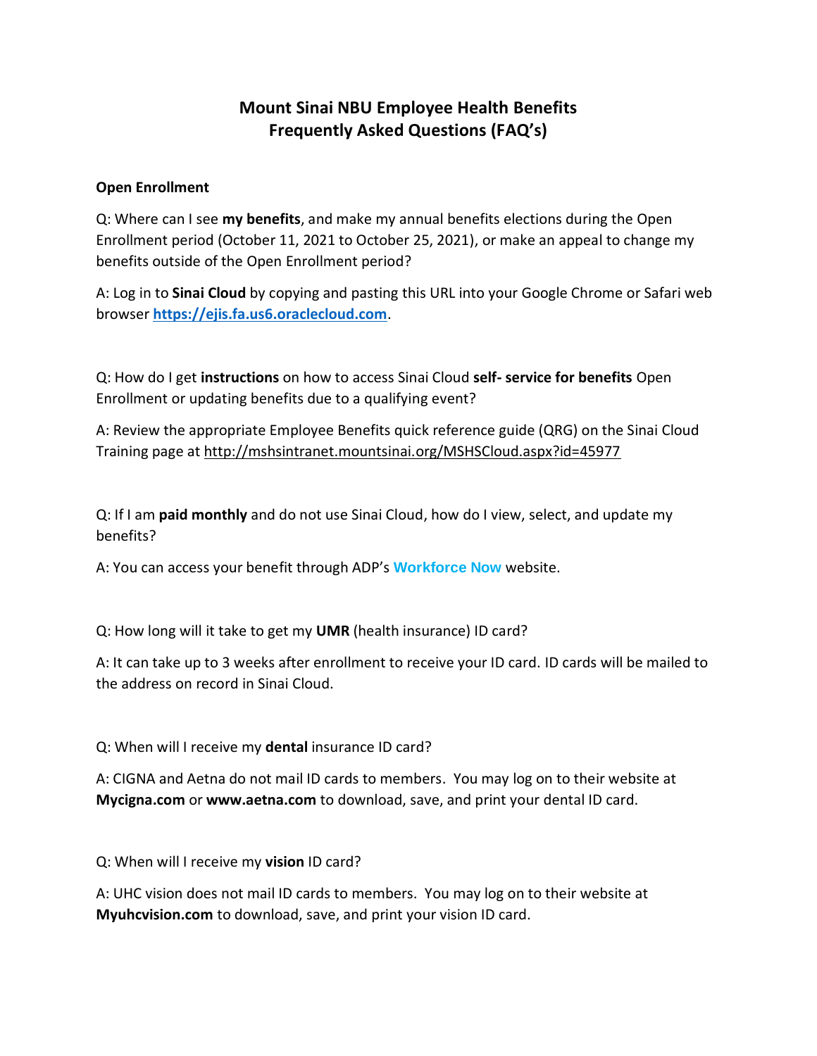# Mount Sinai NBU Employee Health Benefits
# Frequently Asked Questions (FAQ's)

**Open Enrollment**

Q: Where can I see **my benefits**, and make my annual benefits elections during the Open Enrollment period (October 11, 2021 to October 25, 2021), or make an appeal to change my benefits outside of the Open Enrollment period?

A: Log in to **Sinai Cloud** by copying and pasting this URL into your Google Chrome or Safari web browser **https://ejis.fa.us6.oraclecloud.com**.

Q: How do I get **instructions** on how to access Sinai Cloud **self- service for benefits** Open Enrollment or updating benefits due to a qualifying event?

A: Review the appropriate Employee Benefits quick reference guide (QRG) on the Sinai Cloud Training page at http://mshsintranet.mountsinai.org/MSHSCloud.aspx?id=45977

Q: If I am **paid monthly** and do not use Sinai Cloud, how do I view, select, and update my benefits?

A: You can access your benefit through ADP's **Workforce Now** website.

Q: How long will it take to get my **UMR** (health insurance) ID card?

A: It can take up to 3 weeks after enrollment to receive your ID card. ID cards will be mailed to the address on record in Sinai Cloud.

Q: When will I receive my **dental** insurance ID card?

A: CIGNA and Aetna do not mail ID cards to members. You may log on to their website at **Mycigna.com** or **www.aetna.com** to download, save, and print your dental ID card.

Q: When will I receive my **vision** ID card?

A: UHC vision does not mail ID cards to members. You may log on to their website at **Myuhcvision.com** to download, save, and print your vision ID card.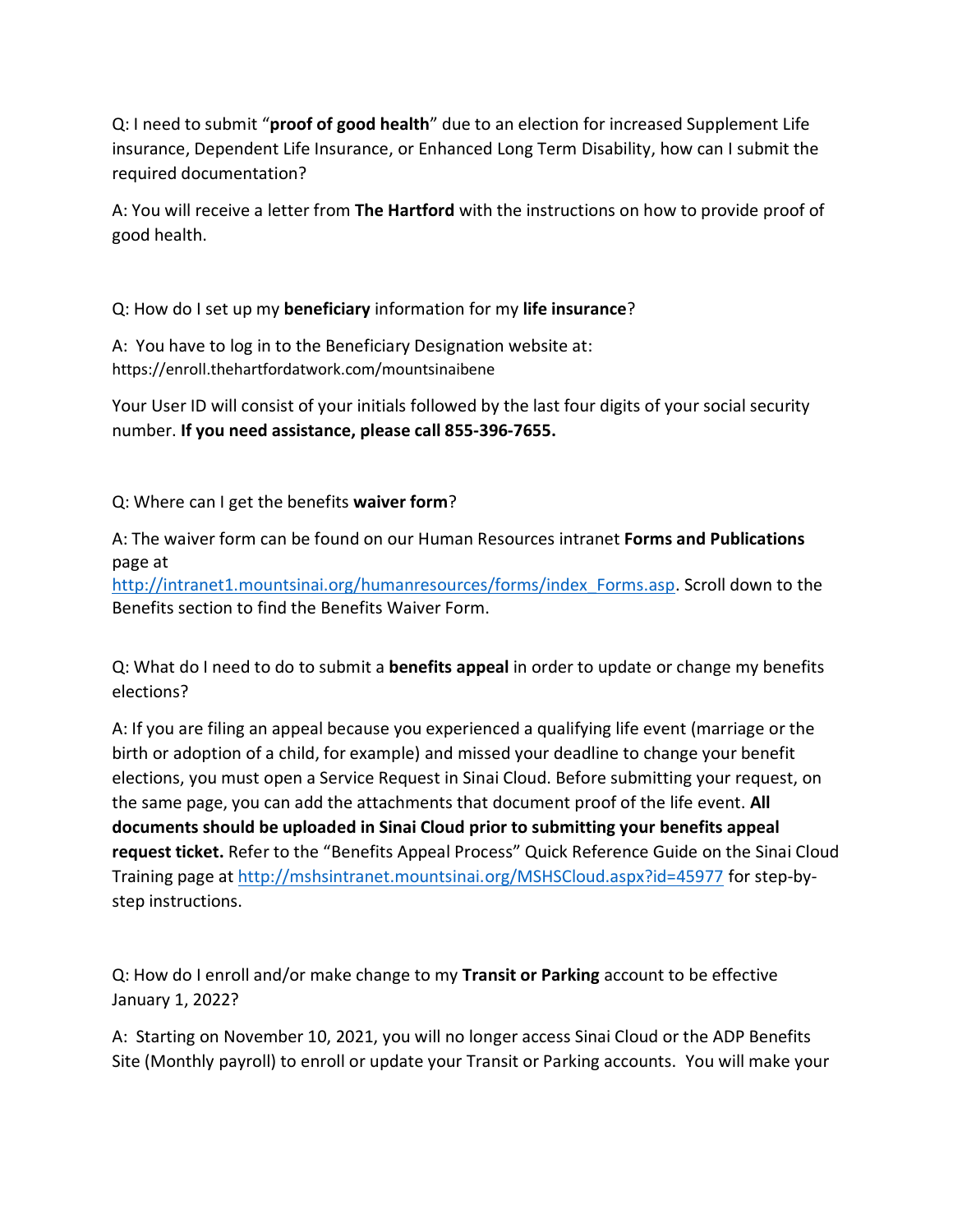Q: I need to submit "**proof of good health**" due to an election for increased Supplement Life insurance, Dependent Life Insurance, or Enhanced Long Term Disability, how can I submit the required documentation?

A: You will receive a letter from **The Hartford** with the instructions on how to provide proof of good health.

Q: How do I set up my **beneficiary** information for my **life insurance**?

A: You have to log in to the Beneficiary Designation website at: https://enroll.thehartfordatwork.com/mountsinaibene

Your User ID will consist of your initials followed by the last four digits of your social security number. **If you need assistance, please call 855-396-7655.**

Q: Where can I get the benefits **waiver form**?

A: The waiver form can be found on our Human Resources intranet **Forms and Publications** page at http://intranet1.mountsinai.org/humanresources/forms/index_Forms.asp. Scroll down to the Benefits section to find the Benefits Waiver Form.

Q: What do I need to do to submit a **benefits appeal** in order to update or change my benefits elections?

A: If you are filing an appeal because you experienced a qualifying life event (marriage or the birth or adoption of a child, for example) and missed your deadline to change your benefit elections, you must open a Service Request in Sinai Cloud. Before submitting your request, on the same page, you can add the attachments that document proof of the life event. **All documents should be uploaded in Sinai Cloud prior to submitting your benefits appeal request ticket.** Refer to the "Benefits Appeal Process" Quick Reference Guide on the Sinai Cloud Training page at http://mshsintranet.mountsinai.org/MSHSCloud.aspx?id=45977 for step-by-step instructions.

Q: How do I enroll and/or make change to my **Transit or Parking** account to be effective January 1, 2022?

A: Starting on November 10, 2021, you will no longer access Sinai Cloud or the ADP Benefits Site (Monthly payroll) to enroll or update your Transit or Parking accounts. You will make your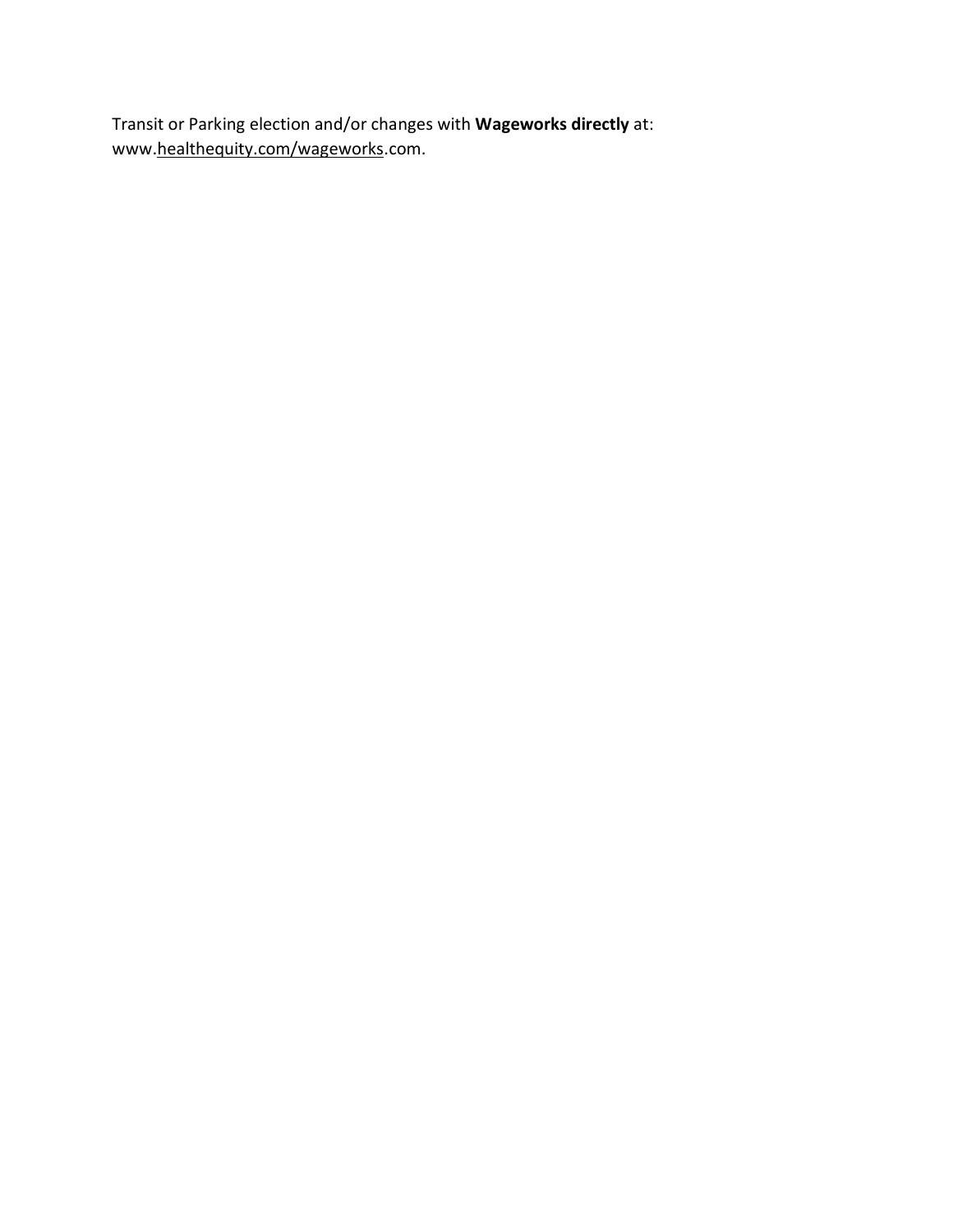Transit or Parking election and/or changes with **Wageworks directly** at: www.healthequity.com/wageworks.com.